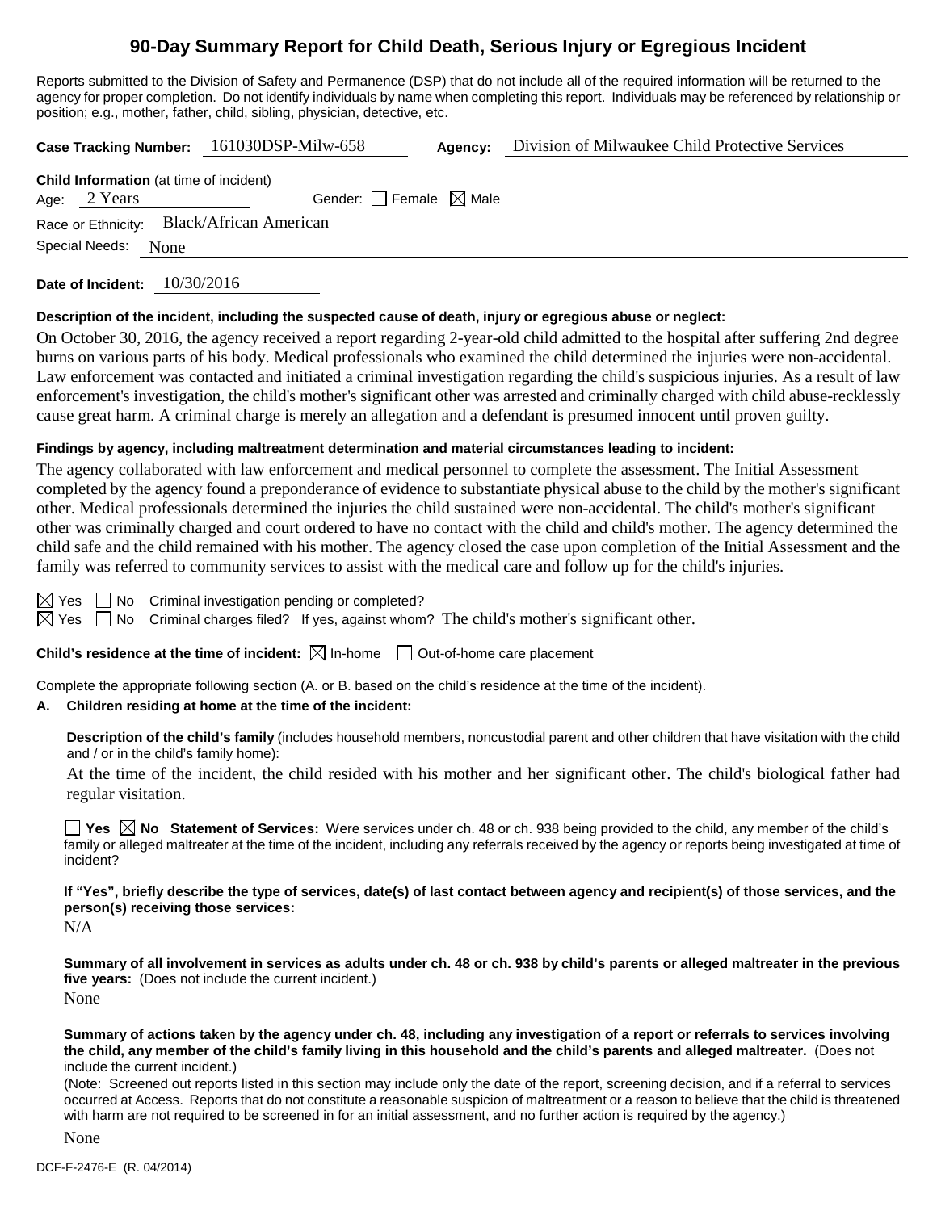# 90-Day Summary Report for Child Death, Serious Injury or Egregious Incident

Reports submitted to the Division of Safety and Permanence (DSP) that do not include all of the required information will be returned to the agency for proper completion. Do not identify individuals by name when completing this report. Individuals may be referenced by relationship or position; e.g., mother, father, child, sibling, physician, detective, etc.

**Case Tracking Number:** 161030DSP-Milw-658 **Agency:** Division of Milwaukee Child Protective Services

**Child Information** (at time of incident)

Age: 2 Years Gender: ☐ Female ☒ Male

Race or Ethnicity: Black/African American

Special Needs: None

**Date of Incident:** 10/30/2016

**Description of the incident, including the suspected cause of death, injury or egregious abuse or neglect:**

On October 30, 2016, the agency received a report regarding 2-year-old child admitted to the hospital after suffering 2nd degree burns on various parts of his body. Medical professionals who examined the child determined the injuries were non-accidental. Law enforcement was contacted and initiated a criminal investigation regarding the child's suspicious injuries. As a result of law enforcement's investigation, the child's mother's significant other was arrested and criminally charged with child abuse-recklessly cause great harm. A criminal charge is merely an allegation and a defendant is presumed innocent until proven guilty.

**Findings by agency, including maltreatment determination and material circumstances leading to incident:**

The agency collaborated with law enforcement and medical personnel to complete the assessment. The Initial Assessment completed by the agency found a preponderance of evidence to substantiate physical abuse to the child by the mother's significant other. Medical professionals determined the injuries the child sustained were non-accidental. The child's mother's significant other was criminally charged and court ordered to have no contact with the child and child's mother. The agency determined the child safe and the child remained with his mother. The agency closed the case upon completion of the Initial Assessment and the family was referred to community services to assist with the medical care and follow up for the child's injuries.

☒ Yes ☐ No Criminal investigation pending or completed?

☒ Yes ☐ No Criminal charges filed? If yes, against whom? The child's mother's significant other.

**Child's residence at the time of incident:** ☒ In-home ☐ Out-of-home care placement

Complete the appropriate following section (A. or B. based on the child's residence at the time of the incident).

**A. Children residing at home at the time of the incident:**

**Description of the child's family** (includes household members, noncustodial parent and other children that have visitation with the child and / or in the child's family home):

At the time of the incident, the child resided with his mother and her significant other. The child's biological father had regular visitation.

☐ **Yes** ☒ **No Statement of Services:** Were services under ch. 48 or ch. 938 being provided to the child, any member of the child's family or alleged maltreater at the time of the incident, including any referrals received by the agency or reports being investigated at time of incident?

**If "Yes", briefly describe the type of services, date(s) of last contact between agency and recipient(s) of those services, and the person(s) receiving those services:**

N/A

**Summary of all involvement in services as adults under ch. 48 or ch. 938 by child's parents or alleged maltreater in the previous five years:** (Does not include the current incident.)

None

**Summary of actions taken by the agency under ch. 48, including any investigation of a report or referrals to services involving the child, any member of the child's family living in this household and the child's parents and alleged maltreater.** (Does not include the current incident.)

(Note: Screened out reports listed in this section may include only the date of the report, screening decision, and if a referral to services occurred at Access. Reports that do not constitute a reasonable suspicion of maltreatment or a reason to believe that the child is threatened with harm are not required to be screened in for an initial assessment, and no further action is required by the agency.)

None

DCF-F-2476-E (R. 04/2014)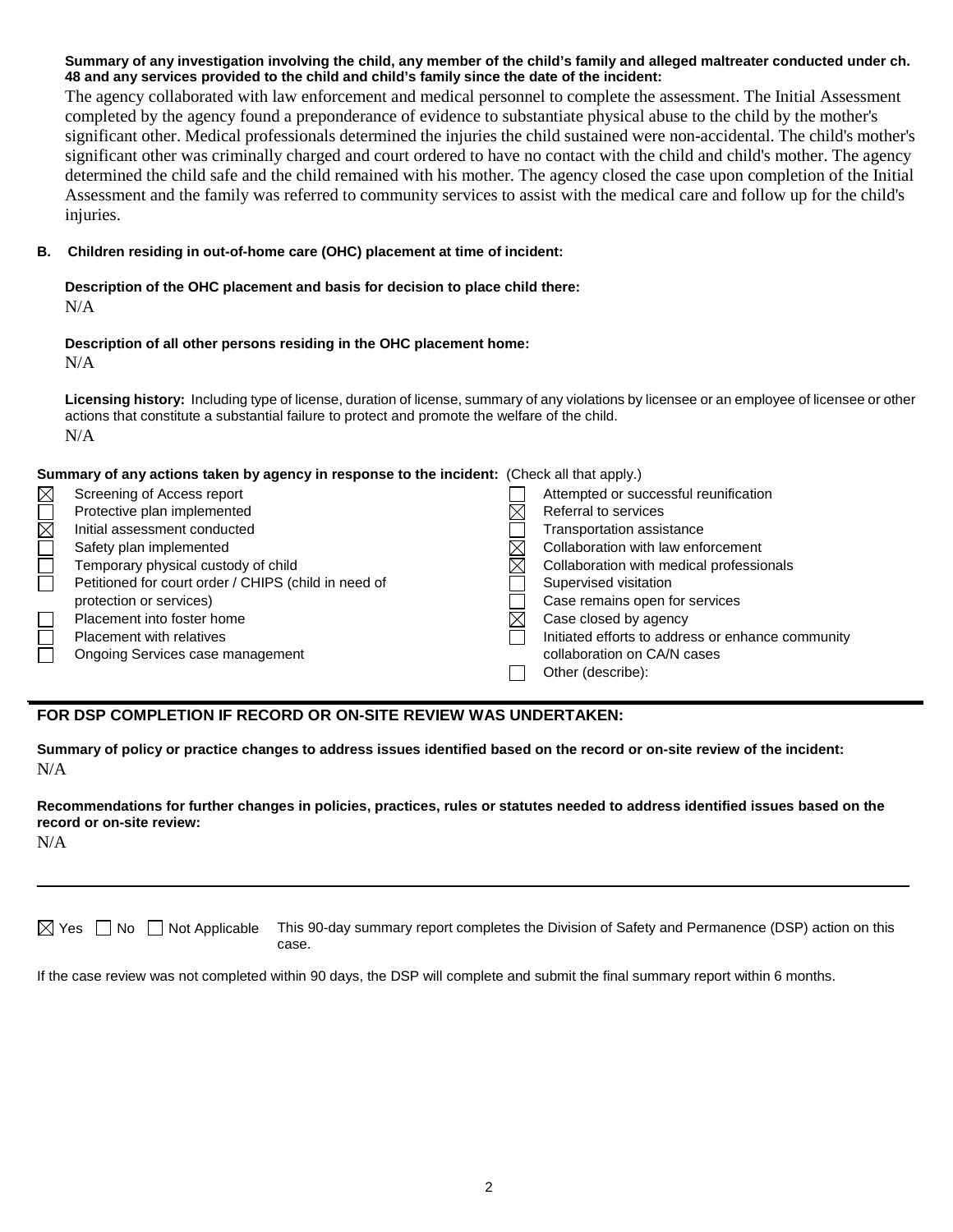**Summary of any investigation involving the child, any member of the child's family and alleged maltreater conducted under ch. 48 and any services provided to the child and child's family since the date of the incident:**

The agency collaborated with law enforcement and medical personnel to complete the assessment. The Initial Assessment completed by the agency found a preponderance of evidence to substantiate physical abuse to the child by the mother's significant other. Medical professionals determined the injuries the child sustained were non-accidental. The child's mother's significant other was criminally charged and court ordered to have no contact with the child and child's mother. The agency determined the child safe and the child remained with his mother. The agency closed the case upon completion of the Initial Assessment and the family was referred to community services to assist with the medical care and follow up for the child's injuries.

**B. Children residing in out-of-home care (OHC) placement at time of incident:**

**Description of the OHC placement and basis for decision to place child there:**
N/A

**Description of all other persons residing in the OHC placement home:**
N/A

**Licensing history:** Including type of license, duration of license, summary of any violations by licensee or an employee of licensee or other actions that constitute a substantial failure to protect and promote the welfare of the child.
N/A

**Summary of any actions taken by agency in response to the incident:** (Check all that apply.)

- ☒ Screening of Access report
- ☐ Protective plan implemented
- ☒ Initial assessment conducted
- ☐ Safety plan implemented
- ☐ Temporary physical custody of child
- ☐ Petitioned for court order / CHIPS (child in need of protection or services)
- ☐ Placement into foster home
- ☐ Placement with relatives
- ☐ Ongoing Services case management
- ☐ Attempted or successful reunification
- ☒ Referral to services
- ☐ Transportation assistance
- ☒ Collaboration with law enforcement
- ☒ Collaboration with medical professionals
- ☐ Supervised visitation
- ☐ Case remains open for services
- ☒ Case closed by agency
- ☐ Initiated efforts to address or enhance community collaboration on CA/N cases
- ☐ Other (describe):

## FOR DSP COMPLETION IF RECORD OR ON-SITE REVIEW WAS UNDERTAKEN:

**Summary of policy or practice changes to address issues identified based on the record or on-site review of the incident:**
N/A

**Recommendations for further changes in policies, practices, rules or statutes needed to address identified issues based on the record or on-site review:**
N/A

---

☒ Yes ☐ No ☐ Not Applicable This 90-day summary report completes the Division of Safety and Permanence (DSP) action on this case.

If the case review was not completed within 90 days, the DSP will complete and submit the final summary report within 6 months.